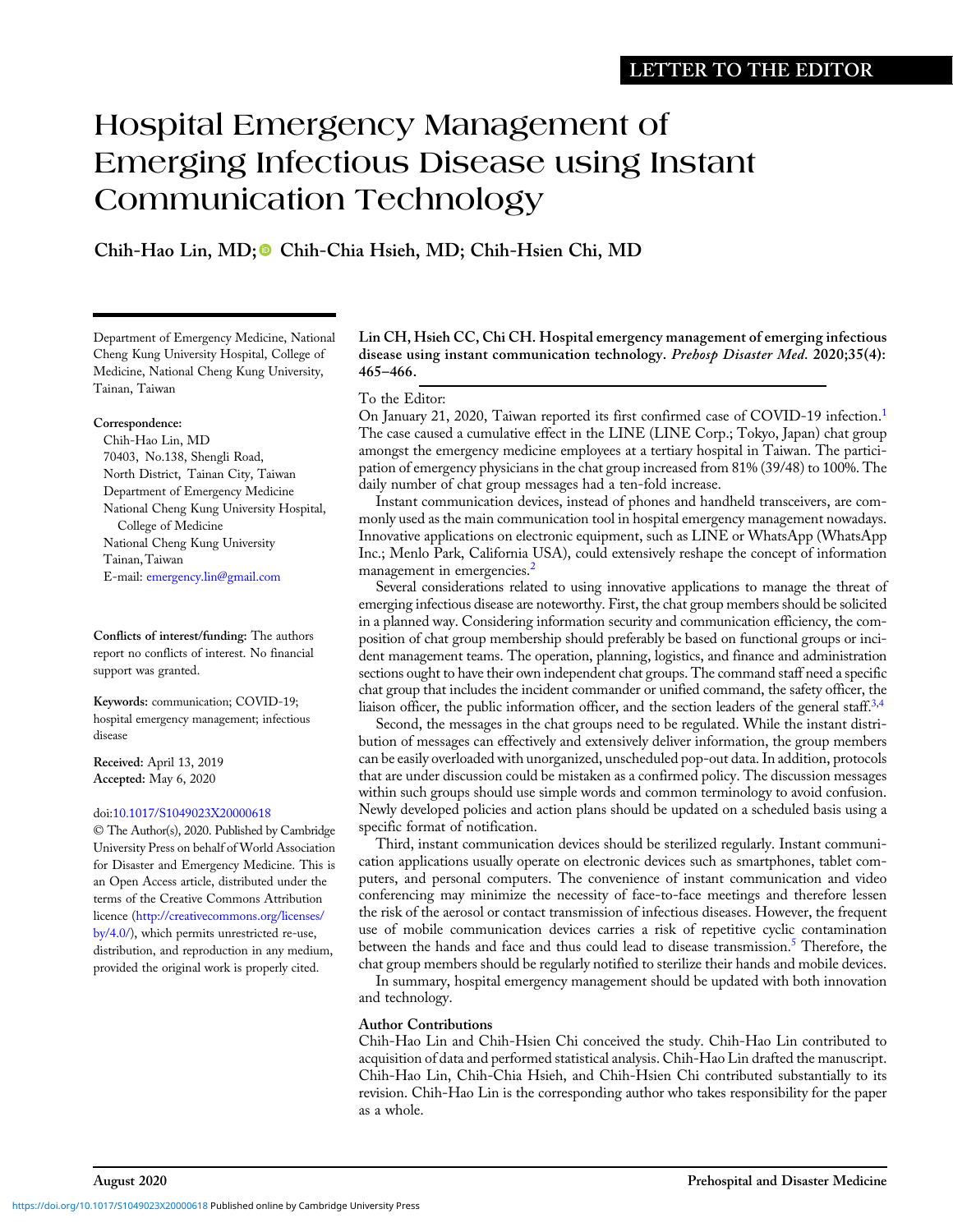LETTER TO THE EDITOR

# Hospital Emergency Management of Emerging Infectious Disease using Instant Communication Technology

**Chih-Hao Lin, MD; Chih-Chia Hsieh, MD; Chih-Hsien Chi, MD**

Department of Emergency Medicine, National Cheng Kung University Hospital, College of Medicine, National Cheng Kung University, Tainan, Taiwan

**Correspondence:**
Chih-Hao Lin, MD
70403, No.138, Shengli Road,
North District, Tainan City, Taiwan
Department of Emergency Medicine
National Cheng Kung University Hospital,
College of Medicine
National Cheng Kung University
Tainan, Taiwan
E-mail: emergency.lin@gmail.com

**Conflicts of interest/funding:** The authors report no conflicts of interest. No financial support was granted.

**Keywords:** communication; COVID-19; hospital emergency management; infectious disease

**Received:** April 13, 2019
**Accepted:** May 6, 2020

doi:10.1017/S1049023X20000618

© The Author(s), 2020. Published by Cambridge University Press on behalf of World Association for Disaster and Emergency Medicine. This is an Open Access article, distributed under the terms of the Creative Commons Attribution licence (http://creativecommons.org/licenses/by/4.0/), which permits unrestricted re-use, distribution, and reproduction in any medium, provided the original work is properly cited.

**Lin CH, Hsieh CC, Chi CH. Hospital emergency management of emerging infectious disease using instant communication technology.** ***Prehosp Disaster Med.*** **2020;35(4): 465–466.**

To the Editor:

On January 21, 2020, Taiwan reported its first confirmed case of COVID-19 infection.[1] The case caused a cumulative effect in the LINE (LINE Corp.; Tokyo, Japan) chat group amongst the emergency medicine employees at a tertiary hospital in Taiwan. The participation of emergency physicians in the chat group increased from 81% (39/48) to 100%. The daily number of chat group messages had a ten-fold increase.

Instant communication devices, instead of phones and handheld transceivers, are commonly used as the main communication tool in hospital emergency management nowadays. Innovative applications on electronic equipment, such as LINE or WhatsApp (WhatsApp Inc.; Menlo Park, California USA), could extensively reshape the concept of information management in emergencies.[2]

Several considerations related to using innovative applications to manage the threat of emerging infectious disease are noteworthy. First, the chat group members should be solicited in a planned way. Considering information security and communication efficiency, the composition of chat group membership should preferably be based on functional groups or incident management teams. The operation, planning, logistics, and finance and administration sections ought to have their own independent chat groups. The command staff need a specific chat group that includes the incident commander or unified command, the safety officer, the liaison officer, the public information officer, and the section leaders of the general staff.[3,4]

Second, the messages in the chat groups need to be regulated. While the instant distribution of messages can effectively and extensively deliver information, the group members can be easily overloaded with unorganized, unscheduled pop-out data. In addition, protocols that are under discussion could be mistaken as a confirmed policy. The discussion messages within such groups should use simple words and common terminology to avoid confusion. Newly developed policies and action plans should be updated on a scheduled basis using a specific format of notification.

Third, instant communication devices should be sterilized regularly. Instant communication applications usually operate on electronic devices such as smartphones, tablet computers, and personal computers. The convenience of instant communication and video conferencing may minimize the necessity of face-to-face meetings and therefore lessen the risk of the aerosol or contact transmission of infectious diseases. However, the frequent use of mobile communication devices carries a risk of repetitive cyclic contamination between the hands and face and thus could lead to disease transmission.[5] Therefore, the chat group members should be regularly notified to sterilize their hands and mobile devices.

In summary, hospital emergency management should be updated with both innovation and technology.

## Author Contributions

Chih-Hao Lin and Chih-Hsien Chi conceived the study. Chih-Hao Lin contributed to acquisition of data and performed statistical analysis. Chih-Hao Lin drafted the manuscript. Chih-Hao Lin, Chih-Chia Hsieh, and Chih-Hsien Chi contributed substantially to its revision. Chih-Hao Lin is the corresponding author who takes responsibility for the paper as a whole.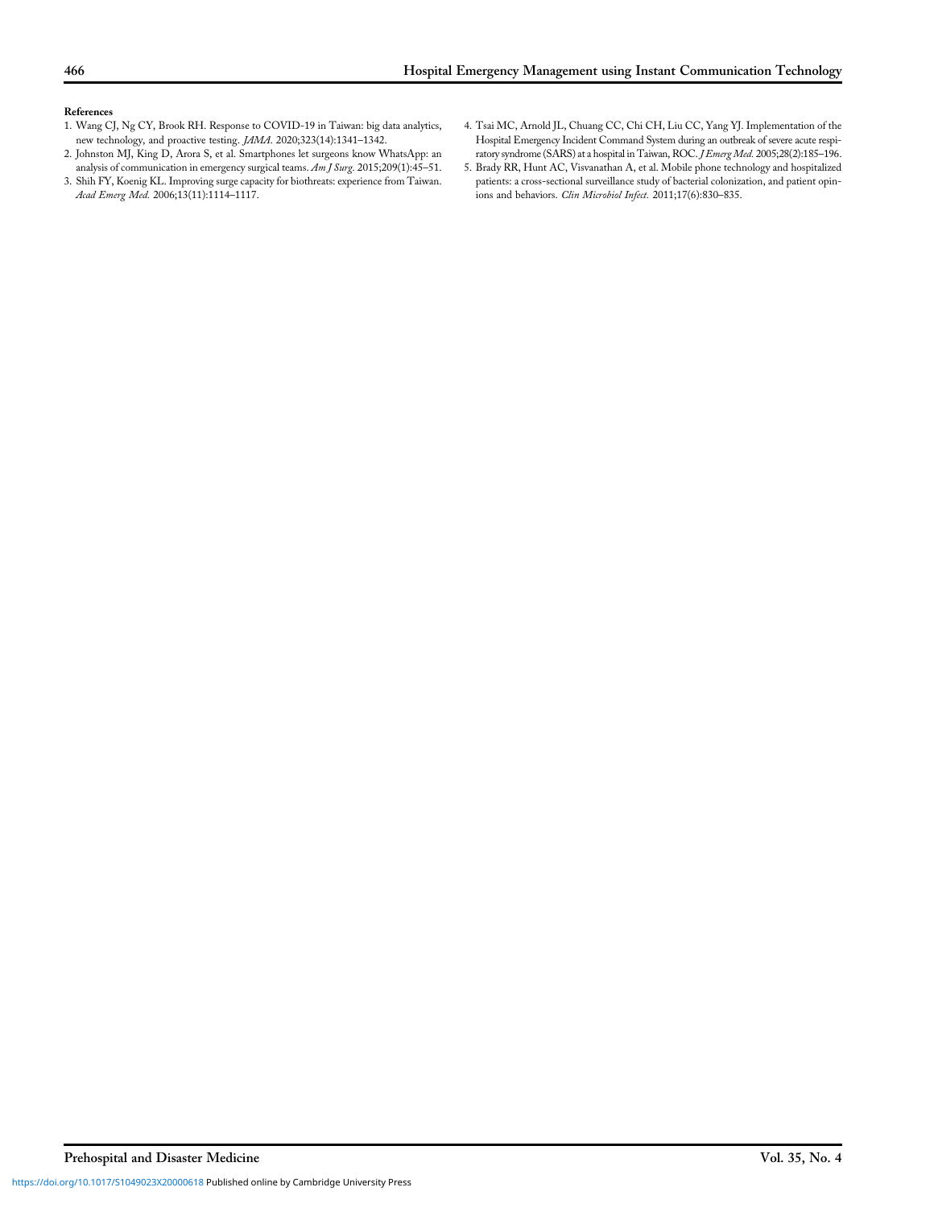**References**

1. Wang CJ, Ng CY, Brook RH. Response to COVID-19 in Taiwan: big data analytics, new technology, and proactive testing. *JAMA.* 2020;323(14):1341–1342.
2. Johnston MJ, King D, Arora S, et al. Smartphones let surgeons know WhatsApp: an analysis of communication in emergency surgical teams. *Am J Surg.* 2015;209(1):45–51.
3. Shih FY, Koenig KL. Improving surge capacity for biothreats: experience from Taiwan. *Acad Emerg Med.* 2006;13(11):1114–1117.
4. Tsai MC, Arnold JL, Chuang CC, Chi CH, Liu CC, Yang YJ. Implementation of the Hospital Emergency Incident Command System during an outbreak of severe acute respiratory syndrome (SARS) at a hospital in Taiwan, ROC. *J Emerg Med.* 2005;28(2):185–196.
5. Brady RR, Hunt AC, Visvanathan A, et al. Mobile phone technology and hospitalized patients: a cross-sectional surveillance study of bacterial colonization, and patient opinions and behaviors. *Clin Microbiol Infect.* 2011;17(6):830–835.